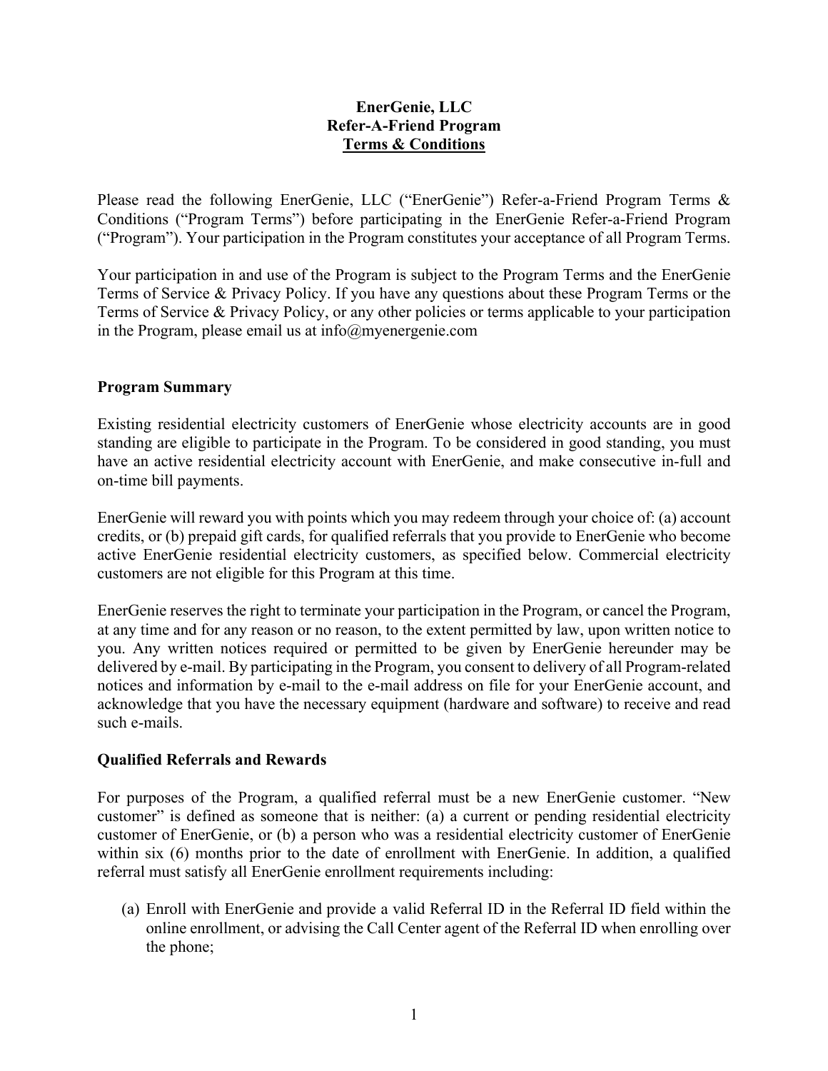**EnerGenie, LLC**
**Refer-A-Friend Program**
**Terms & Conditions**

Please read the following EnerGenie, LLC ("EnerGenie") Refer-a-Friend Program Terms & Conditions ("Program Terms") before participating in the EnerGenie Refer-a-Friend Program ("Program"). Your participation in the Program constitutes your acceptance of all Program Terms.

Your participation in and use of the Program is subject to the Program Terms and the EnerGenie Terms of Service & Privacy Policy. If you have any questions about these Program Terms or the Terms of Service & Privacy Policy, or any other policies or terms applicable to your participation in the Program, please email us at info@myenergenie.com

**Program Summary**

Existing residential electricity customers of EnerGenie whose electricity accounts are in good standing are eligible to participate in the Program. To be considered in good standing, you must have an active residential electricity account with EnerGenie, and make consecutive in-full and on-time bill payments.

EnerGenie will reward you with points which you may redeem through your choice of: (a) account credits, or (b) prepaid gift cards, for qualified referrals that you provide to EnerGenie who become active EnerGenie residential electricity customers, as specified below. Commercial electricity customers are not eligible for this Program at this time.

EnerGenie reserves the right to terminate your participation in the Program, or cancel the Program, at any time and for any reason or no reason, to the extent permitted by law, upon written notice to you. Any written notices required or permitted to be given by EnerGenie hereunder may be delivered by e-mail. By participating in the Program, you consent to delivery of all Program-related notices and information by e-mail to the e-mail address on file for your EnerGenie account, and acknowledge that you have the necessary equipment (hardware and software) to receive and read such e-mails.

**Qualified Referrals and Rewards**

For purposes of the Program, a qualified referral must be a new EnerGenie customer. "New customer" is defined as someone that is neither: (a) a current or pending residential electricity customer of EnerGenie, or (b) a person who was a residential electricity customer of EnerGenie within six (6) months prior to the date of enrollment with EnerGenie. In addition, a qualified referral must satisfy all EnerGenie enrollment requirements including:

(a) Enroll with EnerGenie and provide a valid Referral ID in the Referral ID field within the online enrollment, or advising the Call Center agent of the Referral ID when enrolling over the phone;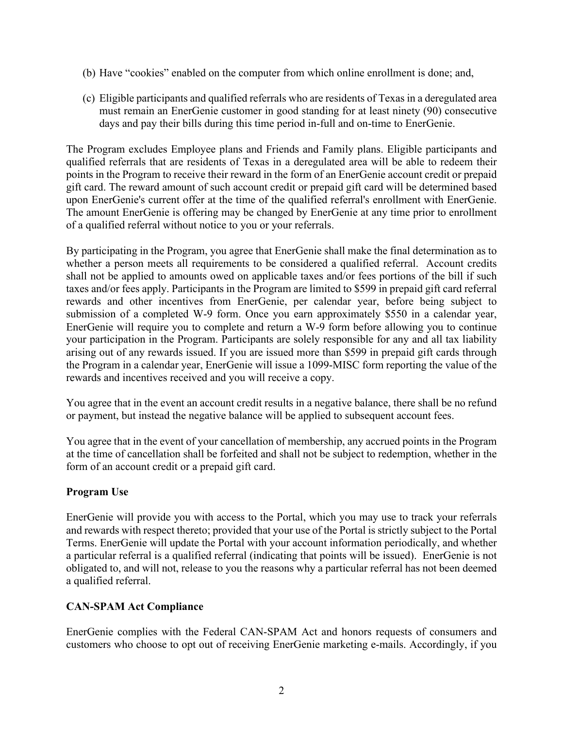(b) Have "cookies" enabled on the computer from which online enrollment is done; and,

(c) Eligible participants and qualified referrals who are residents of Texas in a deregulated area must remain an EnerGenie customer in good standing for at least ninety (90) consecutive days and pay their bills during this time period in-full and on-time to EnerGenie.

The Program excludes Employee plans and Friends and Family plans. Eligible participants and qualified referrals that are residents of Texas in a deregulated area will be able to redeem their points in the Program to receive their reward in the form of an EnerGenie account credit or prepaid gift card. The reward amount of such account credit or prepaid gift card will be determined based upon EnerGenie's current offer at the time of the qualified referral's enrollment with EnerGenie. The amount EnerGenie is offering may be changed by EnerGenie at any time prior to enrollment of a qualified referral without notice to you or your referrals.

By participating in the Program, you agree that EnerGenie shall make the final determination as to whether a person meets all requirements to be considered a qualified referral. Account credits shall not be applied to amounts owed on applicable taxes and/or fees portions of the bill if such taxes and/or fees apply. Participants in the Program are limited to $599 in prepaid gift card referral rewards and other incentives from EnerGenie, per calendar year, before being subject to submission of a completed W-9 form. Once you earn approximately $550 in a calendar year, EnerGenie will require you to complete and return a W-9 form before allowing you to continue your participation in the Program. Participants are solely responsible for any and all tax liability arising out of any rewards issued. If you are issued more than $599 in prepaid gift cards through the Program in a calendar year, EnerGenie will issue a 1099-MISC form reporting the value of the rewards and incentives received and you will receive a copy.

You agree that in the event an account credit results in a negative balance, there shall be no refund or payment, but instead the negative balance will be applied to subsequent account fees.

You agree that in the event of your cancellation of membership, any accrued points in the Program at the time of cancellation shall be forfeited and shall not be subject to redemption, whether in the form of an account credit or a prepaid gift card.

**Program Use**

EnerGenie will provide you with access to the Portal, which you may use to track your referrals and rewards with respect thereto; provided that your use of the Portal is strictly subject to the Portal Terms. EnerGenie will update the Portal with your account information periodically, and whether a particular referral is a qualified referral (indicating that points will be issued). EnerGenie is not obligated to, and will not, release to you the reasons why a particular referral has not been deemed a qualified referral.

**CAN-SPAM Act Compliance**

EnerGenie complies with the Federal CAN-SPAM Act and honors requests of consumers and customers who choose to opt out of receiving EnerGenie marketing e-mails. Accordingly, if you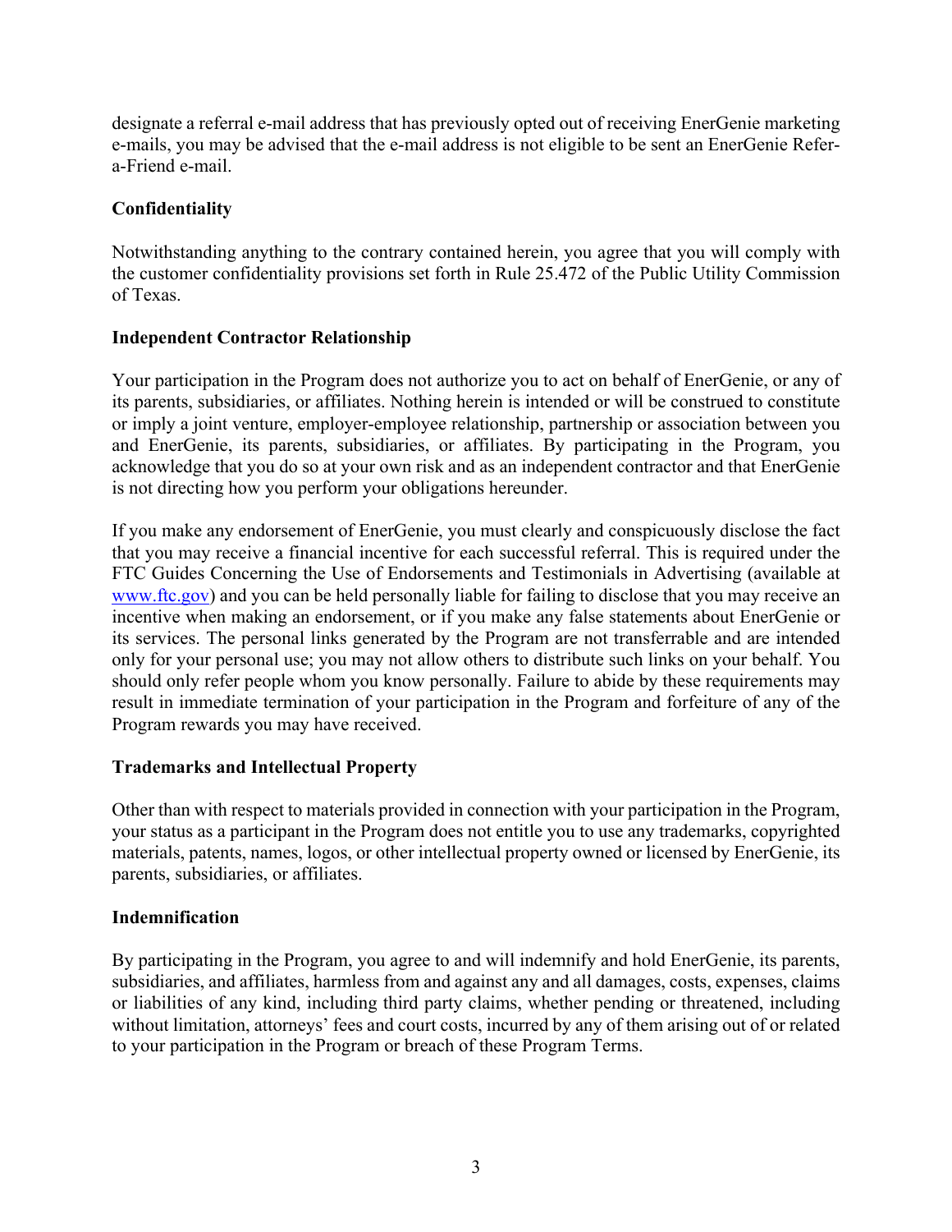designate a referral e-mail address that has previously opted out of receiving EnerGenie marketing e-mails, you may be advised that the e-mail address is not eligible to be sent an EnerGenie Refer-a-Friend e-mail.

**Confidentiality**

Notwithstanding anything to the contrary contained herein, you agree that you will comply with the customer confidentiality provisions set forth in Rule 25.472 of the Public Utility Commission of Texas.

**Independent Contractor Relationship**

Your participation in the Program does not authorize you to act on behalf of EnerGenie, or any of its parents, subsidiaries, or affiliates. Nothing herein is intended or will be construed to constitute or imply a joint venture, employer-employee relationship, partnership or association between you and EnerGenie, its parents, subsidiaries, or affiliates. By participating in the Program, you acknowledge that you do so at your own risk and as an independent contractor and that EnerGenie is not directing how you perform your obligations hereunder.

If you make any endorsement of EnerGenie, you must clearly and conspicuously disclose the fact that you may receive a financial incentive for each successful referral. This is required under the FTC Guides Concerning the Use of Endorsements and Testimonials in Advertising (available at [www.ftc.gov](http://www.ftc.gov)) and you can be held personally liable for failing to disclose that you may receive an incentive when making an endorsement, or if you make any false statements about EnerGenie or its services. The personal links generated by the Program are not transferrable and are intended only for your personal use; you may not allow others to distribute such links on your behalf. You should only refer people whom you know personally. Failure to abide by these requirements may result in immediate termination of your participation in the Program and forfeiture of any of the Program rewards you may have received.

**Trademarks and Intellectual Property**

Other than with respect to materials provided in connection with your participation in the Program, your status as a participant in the Program does not entitle you to use any trademarks, copyrighted materials, patents, names, logos, or other intellectual property owned or licensed by EnerGenie, its parents, subsidiaries, or affiliates.

**Indemnification**

By participating in the Program, you agree to and will indemnify and hold EnerGenie, its parents, subsidiaries, and affiliates, harmless from and against any and all damages, costs, expenses, claims or liabilities of any kind, including third party claims, whether pending or threatened, including without limitation, attorneys' fees and court costs, incurred by any of them arising out of or related to your participation in the Program or breach of these Program Terms.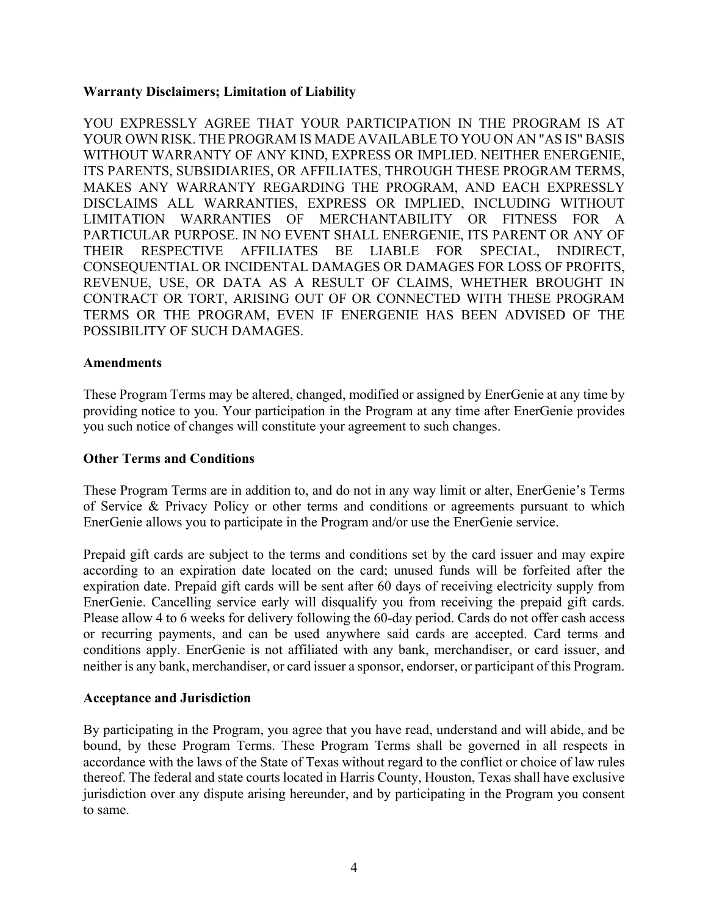**Warranty Disclaimers; Limitation of Liability**

YOU EXPRESSLY AGREE THAT YOUR PARTICIPATION IN THE PROGRAM IS AT YOUR OWN RISK. THE PROGRAM IS MADE AVAILABLE TO YOU ON AN "AS IS" BASIS WITHOUT WARRANTY OF ANY KIND, EXPRESS OR IMPLIED. NEITHER ENERGENIE, ITS PARENTS, SUBSIDIARIES, OR AFFILIATES, THROUGH THESE PROGRAM TERMS, MAKES ANY WARRANTY REGARDING THE PROGRAM, AND EACH EXPRESSLY DISCLAIMS ALL WARRANTIES, EXPRESS OR IMPLIED, INCLUDING WITHOUT LIMITATION WARRANTIES OF MERCHANTABILITY OR FITNESS FOR A PARTICULAR PURPOSE. IN NO EVENT SHALL ENERGENIE, ITS PARENT OR ANY OF THEIR RESPECTIVE AFFILIATES BE LIABLE FOR SPECIAL, INDIRECT, CONSEQUENTIAL OR INCIDENTAL DAMAGES OR DAMAGES FOR LOSS OF PROFITS, REVENUE, USE, OR DATA AS A RESULT OF CLAIMS, WHETHER BROUGHT IN CONTRACT OR TORT, ARISING OUT OF OR CONNECTED WITH THESE PROGRAM TERMS OR THE PROGRAM, EVEN IF ENERGENIE HAS BEEN ADVISED OF THE POSSIBILITY OF SUCH DAMAGES.

**Amendments**

These Program Terms may be altered, changed, modified or assigned by EnerGenie at any time by providing notice to you. Your participation in the Program at any time after EnerGenie provides you such notice of changes will constitute your agreement to such changes.

**Other Terms and Conditions**

These Program Terms are in addition to, and do not in any way limit or alter, EnerGenie's Terms of Service & Privacy Policy or other terms and conditions or agreements pursuant to which EnerGenie allows you to participate in the Program and/or use the EnerGenie service.

Prepaid gift cards are subject to the terms and conditions set by the card issuer and may expire according to an expiration date located on the card; unused funds will be forfeited after the expiration date. Prepaid gift cards will be sent after 60 days of receiving electricity supply from EnerGenie. Cancelling service early will disqualify you from receiving the prepaid gift cards. Please allow 4 to 6 weeks for delivery following the 60-day period. Cards do not offer cash access or recurring payments, and can be used anywhere said cards are accepted. Card terms and conditions apply. EnerGenie is not affiliated with any bank, merchandiser, or card issuer, and neither is any bank, merchandiser, or card issuer a sponsor, endorser, or participant of this Program.

**Acceptance and Jurisdiction**

By participating in the Program, you agree that you have read, understand and will abide, and be bound, by these Program Terms. These Program Terms shall be governed in all respects in accordance with the laws of the State of Texas without regard to the conflict or choice of law rules thereof. The federal and state courts located in Harris County, Houston, Texas shall have exclusive jurisdiction over any dispute arising hereunder, and by participating in the Program you consent to same.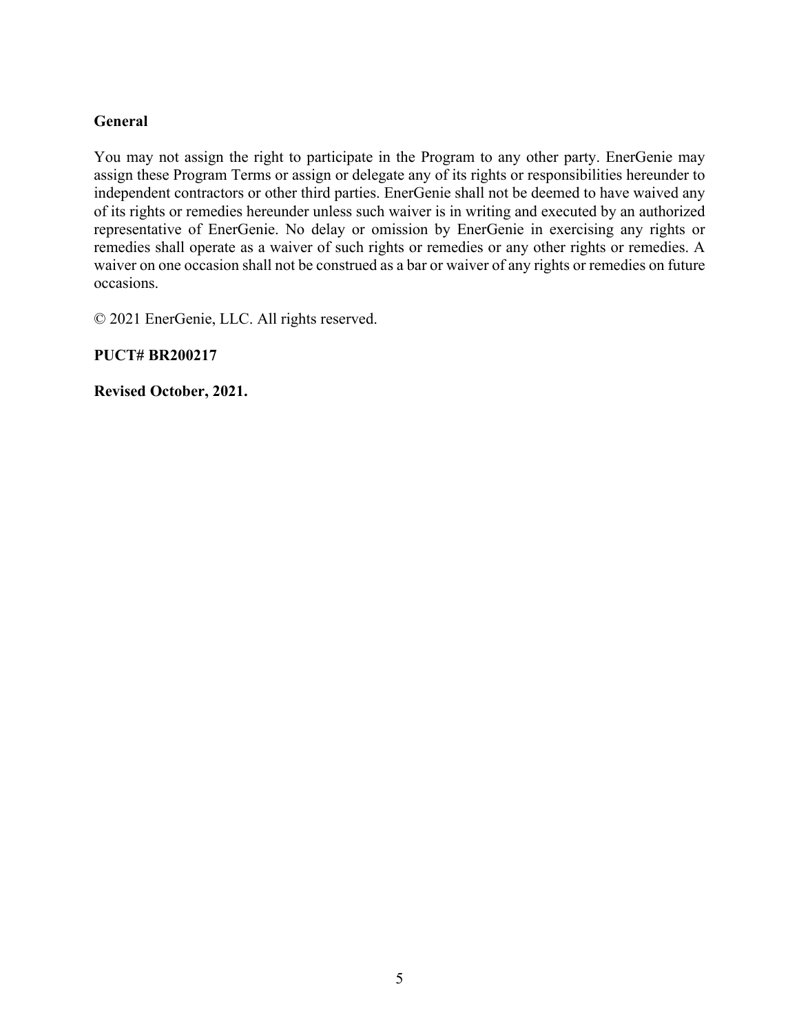**General**

You may not assign the right to participate in the Program to any other party. EnerGenie may assign these Program Terms or assign or delegate any of its rights or responsibilities hereunder to independent contractors or other third parties. EnerGenie shall not be deemed to have waived any of its rights or remedies hereunder unless such waiver is in writing and executed by an authorized representative of EnerGenie. No delay or omission by EnerGenie in exercising any rights or remedies shall operate as a waiver of such rights or remedies or any other rights or remedies. A waiver on one occasion shall not be construed as a bar or waiver of any rights or remedies on future occasions.

© 2021 EnerGenie, LLC. All rights reserved.

**PUCT# BR200217**

**Revised October, 2021.**